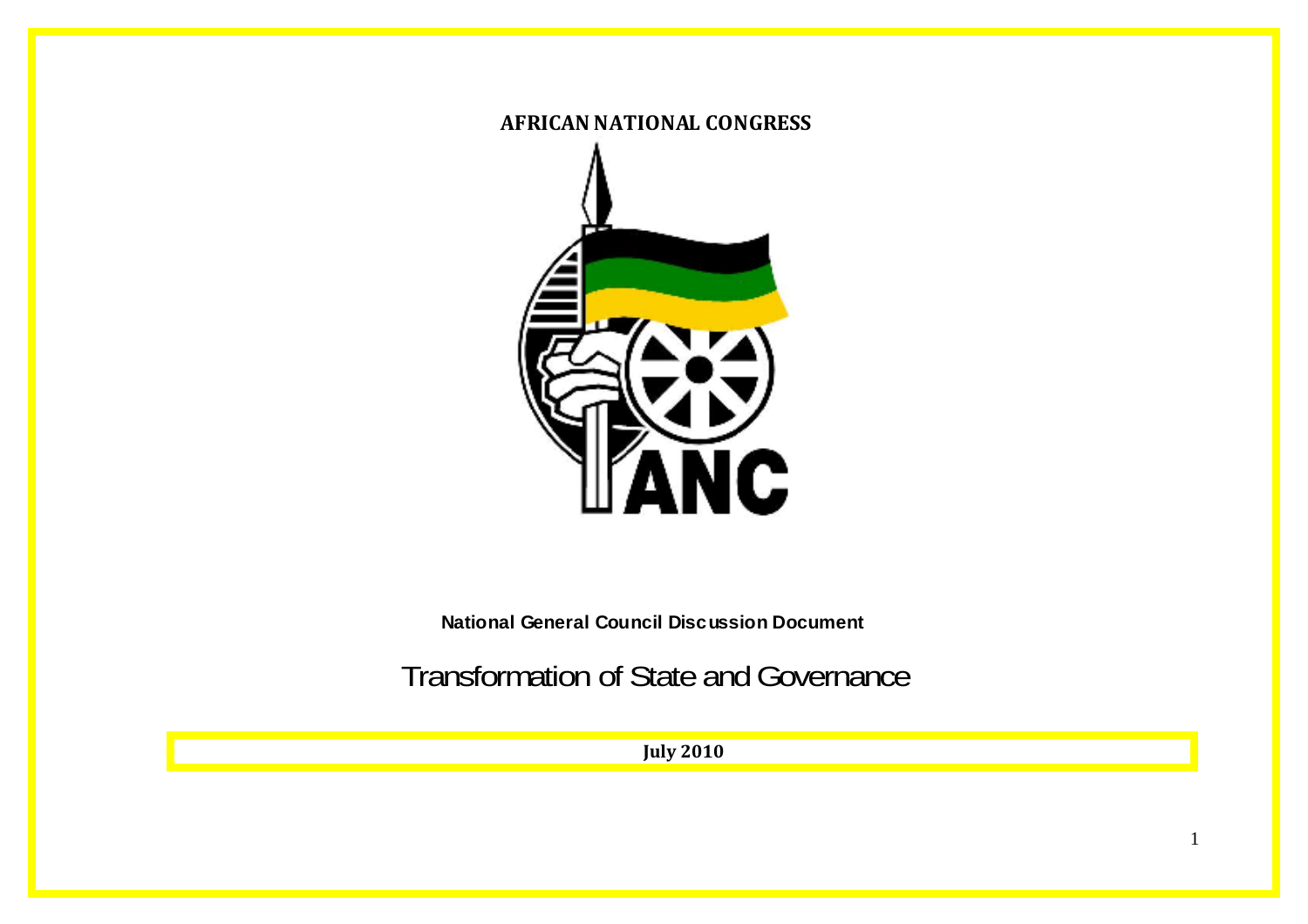**AFRICAN NATIONAL CONGRESS**

**National General Council Discussion Document**

# Transformation of State and Governance

**July 2010**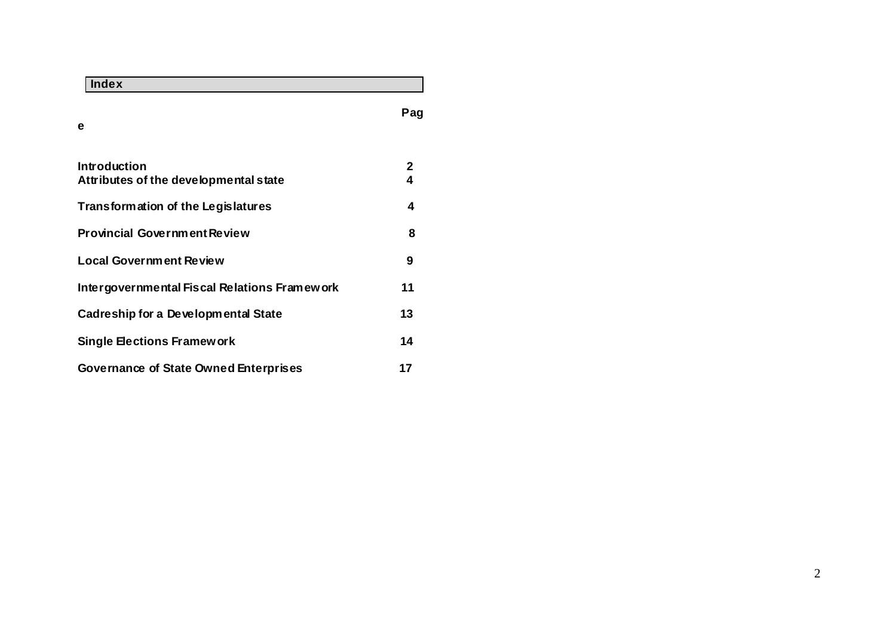## Index

| | Page |
|---|---|
| **Introduction** | **2** |
| **Attributes of the developmental state** | **4** |
| **Transformation of the Legislatures** | **4** |
| **Provincial Government Review** | **8** |
| **Local Government Review** | **9** |
| **Intergovernmental Fiscal Relations Framework** | **11** |
| **Cadreship for a Developmental State** | **13** |
| **Single Elections Framework** | **14** |
| **Governance of State Owned Enterprises** | **17** |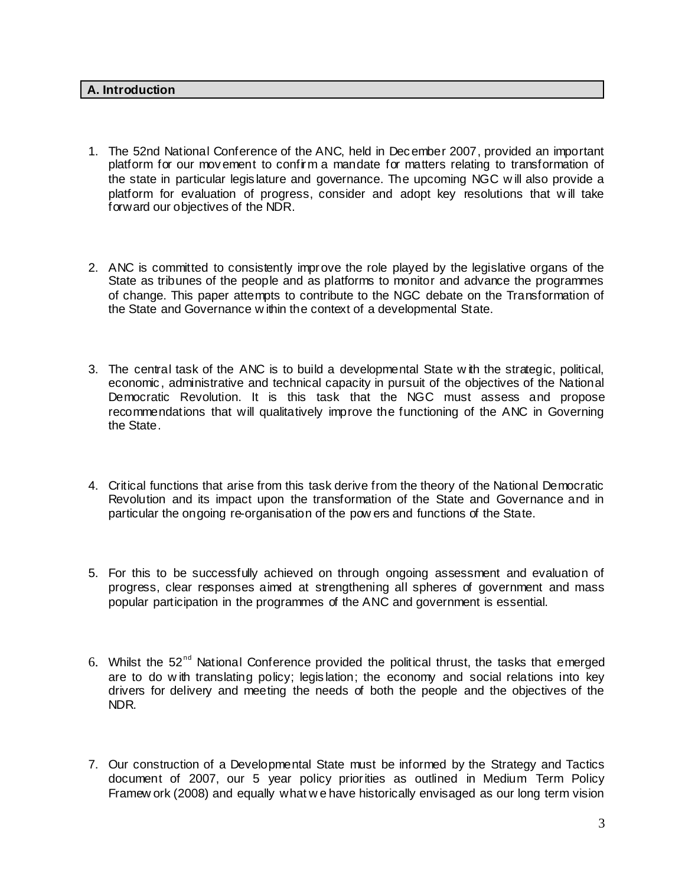## A. Introduction

1. The 52nd National Conference of the ANC, held in December 2007, provided an important platform for our movement to confirm a mandate for matters relating to transformation of the state in particular legislature and governance. The upcoming NGC will also provide a platform for evaluation of progress, consider and adopt key resolutions that will take forward our objectives of the NDR.

2. ANC is committed to consistently improve the role played by the legislative organs of the State as tribunes of the people and as platforms to monitor and advance the programmes of change. This paper attempts to contribute to the NGC debate on the Transformation of the State and Governance within the context of a developmental State.

3. The central task of the ANC is to build a developmental State with the strategic, political, economic, administrative and technical capacity in pursuit of the objectives of the National Democratic Revolution. It is this task that the NGC must assess and propose recommendations that will qualitatively improve the functioning of the ANC in Governing the State.

4. Critical functions that arise from this task derive from the theory of the National Democratic Revolution and its impact upon the transformation of the State and Governance and in particular the ongoing re-organisation of the powers and functions of the State.

5. For this to be successfully achieved on through ongoing assessment and evaluation of progress, clear responses aimed at strengthening all spheres of government and mass popular participation in the programmes of the ANC and government is essential.

6. Whilst the 52nd National Conference provided the political thrust, the tasks that emerged are to do with translating policy; legislation; the economy and social relations into key drivers for delivery and meeting the needs of both the people and the objectives of the NDR.

7. Our construction of a Developmental State must be informed by the Strategy and Tactics document of 2007, our 5 year policy priorities as outlined in Medium Term Policy Framework (2008) and equally what we have historically envisaged as our long term vision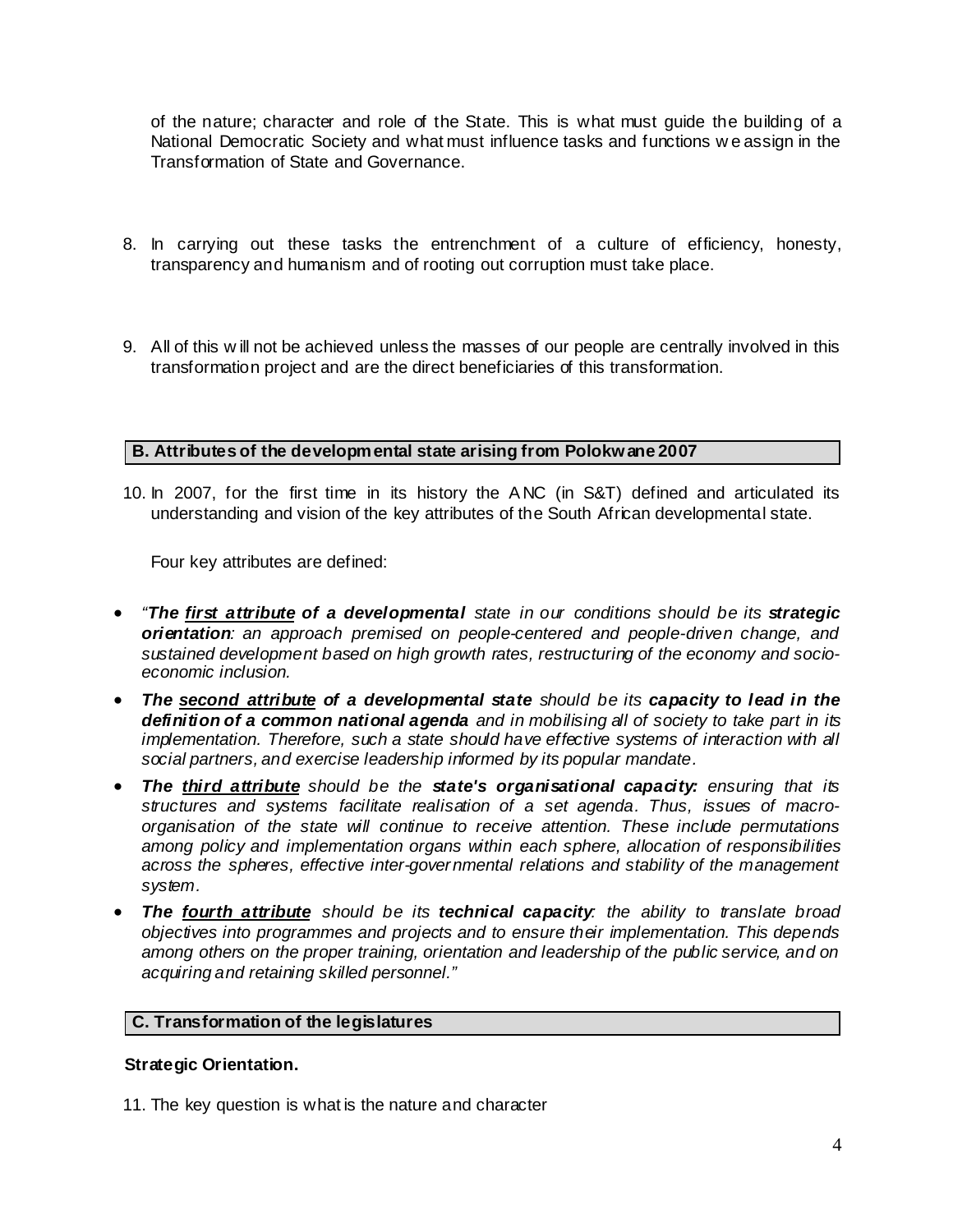of the nature; character and role of the State. This is what must guide the building of a National Democratic Society and what must influence tasks and functions we assign in the Transformation of State and Governance.

8. In carrying out these tasks the entrenchment of a culture of efficiency, honesty, transparency and humanism and of rooting out corruption must take place.

9. All of this will not be achieved unless the masses of our people are centrally involved in this transformation project and are the direct beneficiaries of this transformation.

## B. Attributes of the developmental state arising from Polokwane 2007

10. In 2007, for the first time in its history the ANC (in S&T) defined and articulated its understanding and vision of the key attributes of the South African developmental state.

    Four key attributes are defined:

- *"**The <u>first attribute</u> of a developmental** state in our conditions should be its **strategic orientation**: an approach premised on people-centered and people-driven change, and sustained development based on high growth rates, restructuring of the economy and socio-economic inclusion.*
- ***The <u>second attribute</u> of a developmental state** should be its **capacity to lead in the definition of a common national agenda** and in mobilising all of society to take part in its implementation. Therefore, such a state should have effective systems of interaction with all social partners, and exercise leadership informed by its popular mandate.*
- ***The <u>third attribute</u>** should be the **state's organisational capacity:** ensuring that its structures and systems facilitate realisation of a set agenda. Thus, issues of macro-organisation of the state will continue to receive attention. These include permutations among policy and implementation organs within each sphere, allocation of responsibilities across the spheres, effective inter-governmental relations and stability of the management system.*
- ***The <u>fourth attribute</u>** should be its **technical capacity**: the ability to translate broad objectives into programmes and projects and to ensure their implementation. This depends among others on the proper training, orientation and leadership of the public service, and on acquiring and retaining skilled personnel."*

## C. Transformation of the legislatures

**Strategic Orientation.**

11. The key question is what is the nature and character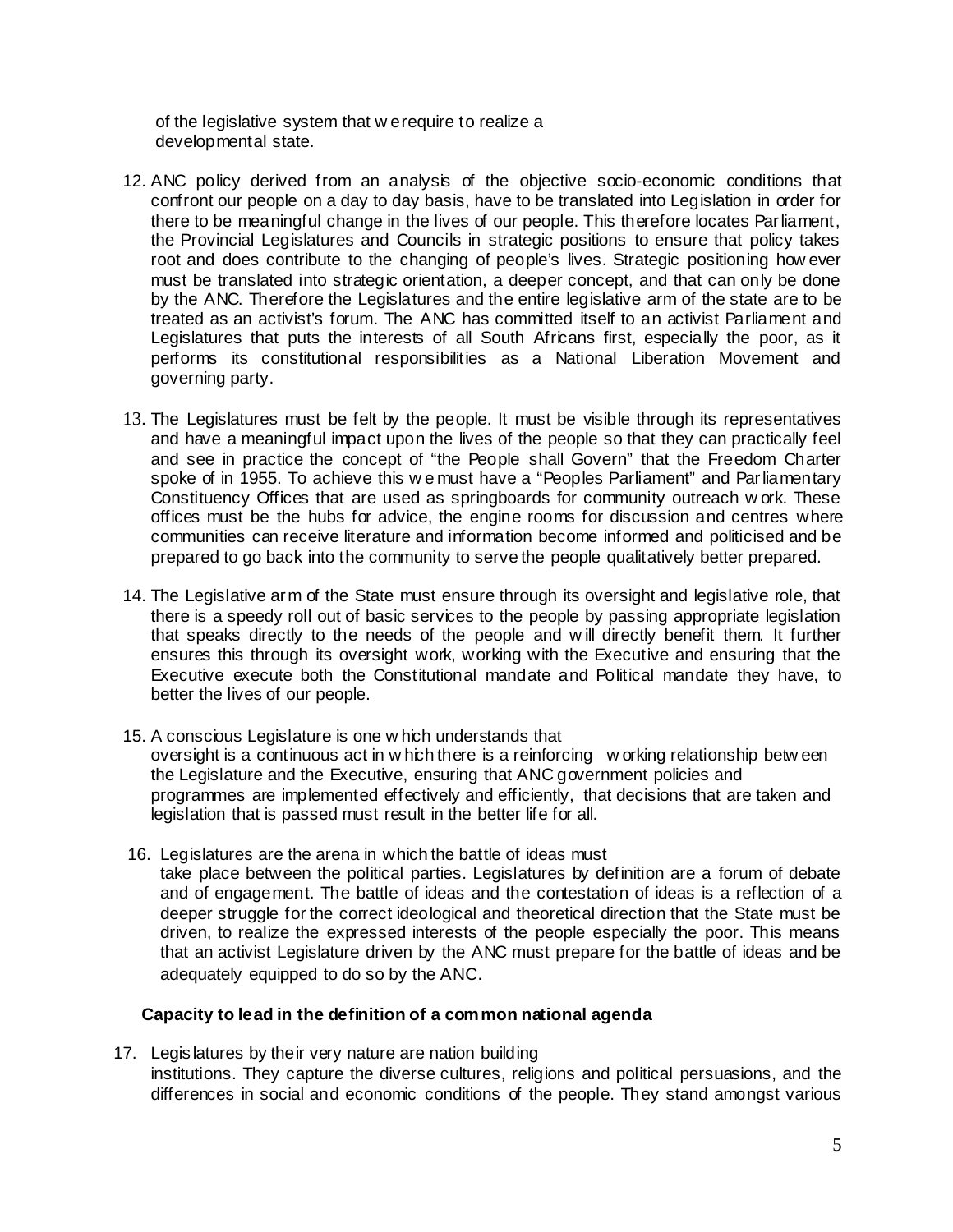of the legislative system that we require to realize a developmental state.

12. ANC policy derived from an analysis of the objective socio-economic conditions that confront our people on a day to day basis, have to be translated into Legislation in order for there to be meaningful change in the lives of our people. This therefore locates Parliament, the Provincial Legislatures and Councils in strategic positions to ensure that policy takes root and does contribute to the changing of people's lives. Strategic positioning however must be translated into strategic orientation, a deeper concept, and that can only be done by the ANC. Therefore the Legislatures and the entire legislative arm of the state are to be treated as an activist's forum. The ANC has committed itself to an activist Parliament and Legislatures that puts the interests of all South Africans first, especially the poor, as it performs its constitutional responsibilities as a National Liberation Movement and governing party.

13. The Legislatures must be felt by the people. It must be visible through its representatives and have a meaningful impact upon the lives of the people so that they can practically feel and see in practice the concept of "the People shall Govern" that the Freedom Charter spoke of in 1955. To achieve this we must have a "Peoples Parliament" and Parliamentary Constituency Offices that are used as springboards for community outreach work. These offices must be the hubs for advice, the engine rooms for discussion and centres where communities can receive literature and information become informed and politicised and be prepared to go back into the community to serve the people qualitatively better prepared.

14. The Legislative arm of the State must ensure through its oversight and legislative role, that there is a speedy roll out of basic services to the people by passing appropriate legislation that speaks directly to the needs of the people and will directly benefit them. It further ensures this through its oversight work, working with the Executive and ensuring that the Executive execute both the Constitutional mandate and Political mandate they have, to better the lives of our people.

15. A conscious Legislature is one which understands that oversight is a continuous act in which there is a reinforcing working relationship between the Legislature and the Executive, ensuring that ANC government policies and programmes are implemented effectively and efficiently, that decisions that are taken and legislation that is passed must result in the better life for all.

16. Legislatures are the arena in which the battle of ideas must take place between the political parties. Legislatures by definition are a forum of debate and of engagement. The battle of ideas and the contestation of ideas is a reflection of a deeper struggle for the correct ideological and theoretical direction that the State must be driven, to realize the expressed interests of the people especially the poor. This means that an activist Legislature driven by the ANC must prepare for the battle of ideas and be adequately equipped to do so by the ANC.

**Capacity to lead in the definition of a common national agenda**

17. Legislatures by their very nature are nation building institutions. They capture the diverse cultures, religions and political persuasions, and the differences in social and economic conditions of the people. They stand amongst various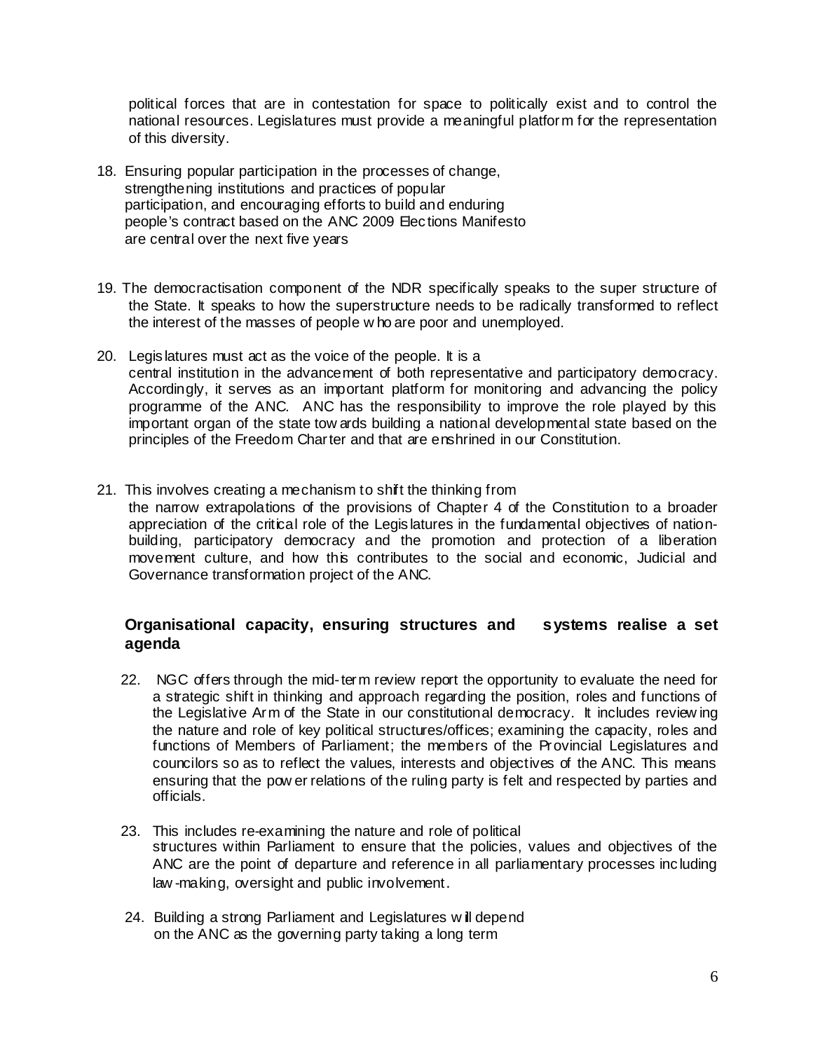political forces that are in contestation for space to politically exist and to control the national resources. Legislatures must provide a meaningful platform for the representation of this diversity.

18. Ensuring popular participation in the processes of change, strengthening institutions and practices of popular participation, and encouraging efforts to build and enduring people's contract based on the ANC 2009 Elections Manifesto are central over the next five years

19. The democractisation component of the NDR specifically speaks to the super structure of the State. It speaks to how the superstructure needs to be radically transformed to reflect the interest of the masses of people who are poor and unemployed.

20. Legislatures must act as the voice of the people. It is a central institution in the advancement of both representative and participatory democracy. Accordingly, it serves as an important platform for monitoring and advancing the policy programme of the ANC. ANC has the responsibility to improve the role played by this important organ of the state towards building a national developmental state based on the principles of the Freedom Charter and that are enshrined in our Constitution.

21. This involves creating a mechanism to shift the thinking from the narrow extrapolations of the provisions of Chapter 4 of the Constitution to a broader appreciation of the critical role of the Legislatures in the fundamental objectives of nation-building, participatory democracy and the promotion and protection of a liberation movement culture, and how this contributes to the social and economic, Judicial and Governance transformation project of the ANC.

## Organisational capacity, ensuring structures and systems realise a set agenda

22. NGC offers through the mid-term review report the opportunity to evaluate the need for a strategic shift in thinking and approach regarding the position, roles and functions of the Legislative Arm of the State in our constitutional democracy. It includes reviewing the nature and role of key political structures/offices; examining the capacity, roles and functions of Members of Parliament; the members of the Provincial Legislatures and councilors so as to reflect the values, interests and objectives of the ANC. This means ensuring that the power relations of the ruling party is felt and respected by parties and officials.

23. This includes re-examining the nature and role of political structures within Parliament to ensure that the policies, values and objectives of the ANC are the point of departure and reference in all parliamentary processes including law-making, oversight and public involvement.

24. Building a strong Parliament and Legislatures will depend on the ANC as the governing party taking a long term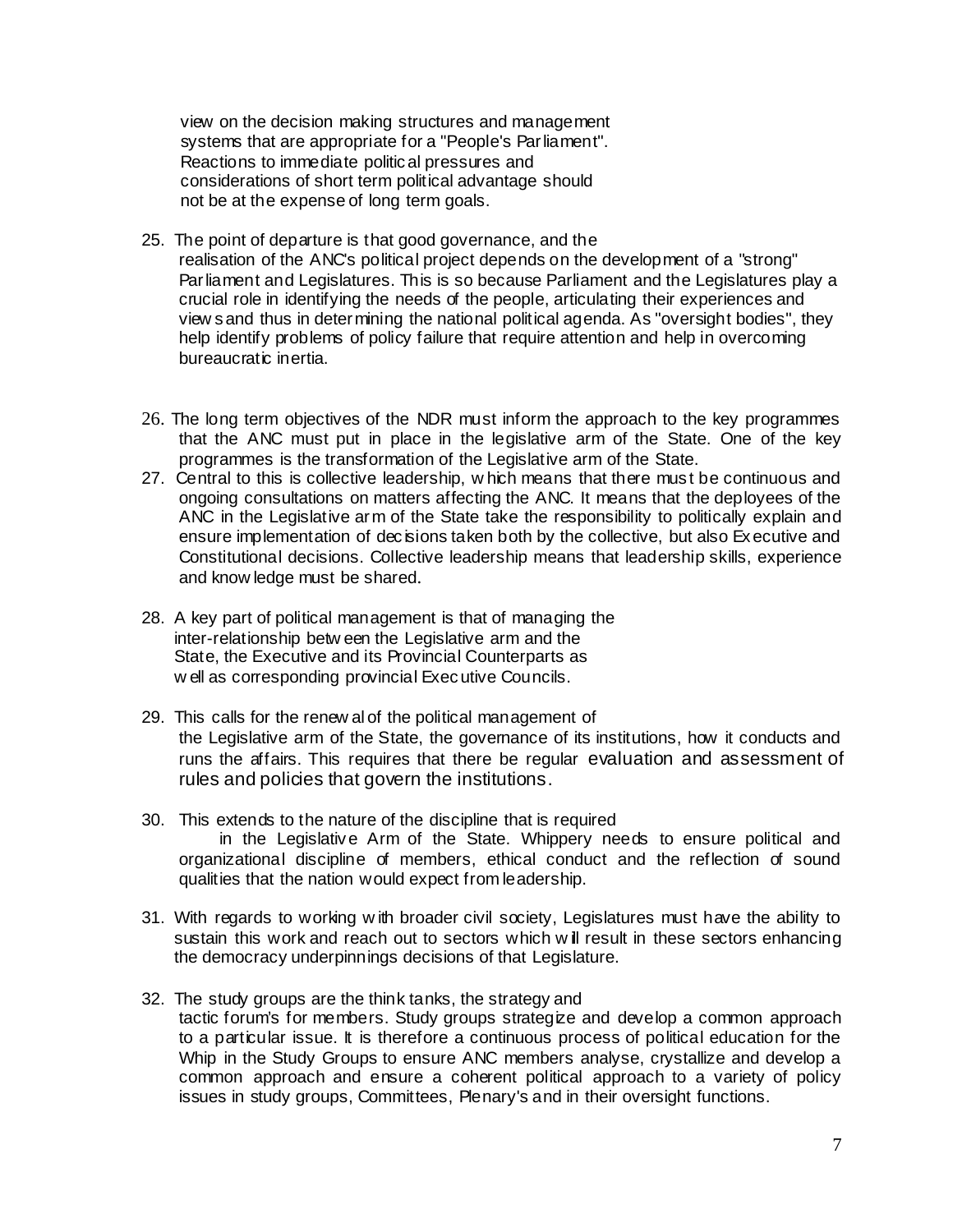view on the decision making structures and management systems that are appropriate for a "People's Parliament". Reactions to immediate political pressures and considerations of short term political advantage should not be at the expense of long term goals.

25. The point of departure is that good governance, and the realisation of the ANC's political project depends on the development of a "strong" Parliament and Legislatures. This is so because Parliament and the Legislatures play a crucial role in identifying the needs of the people, articulating their experiences and views and thus in determining the national political agenda. As "oversight bodies", they help identify problems of policy failure that require attention and help in overcoming bureaucratic inertia.

26. The long term objectives of the NDR must inform the approach to the key programmes that the ANC must put in place in the legislative arm of the State. One of the key programmes is the transformation of the Legislative arm of the State.

27. Central to this is collective leadership, which means that there must be continuous and ongoing consultations on matters affecting the ANC. It means that the deployees of the ANC in the Legislative arm of the State take the responsibility to politically explain and ensure implementation of decisions taken both by the collective, but also Executive and Constitutional decisions. Collective leadership means that leadership skills, experience and knowledge must be shared.

28. A key part of political management is that of managing the inter-relationship between the Legislative arm and the State, the Executive and its Provincial Counterparts as well as corresponding provincial Executive Councils.

29. This calls for the renewal of the political management of the Legislative arm of the State, the governance of its institutions, how it conducts and runs the affairs. This requires that there be regular evaluation and assessment of rules and policies that govern the institutions.

30. This extends to the nature of the discipline that is required in the Legislative Arm of the State. Whippery needs to ensure political and organizational discipline of members, ethical conduct and the reflection of sound qualities that the nation would expect from leadership.

31. With regards to working with broader civil society, Legislatures must have the ability to sustain this work and reach out to sectors which will result in these sectors enhancing the democracy underpinnings decisions of that Legislature.

32. The study groups are the think tanks, the strategy and tactic forum's for members. Study groups strategize and develop a common approach to a particular issue. It is therefore a continuous process of political education for the Whip in the Study Groups to ensure ANC members analyse, crystallize and develop a common approach and ensure a coherent political approach to a variety of policy issues in study groups, Committees, Plenary's and in their oversight functions.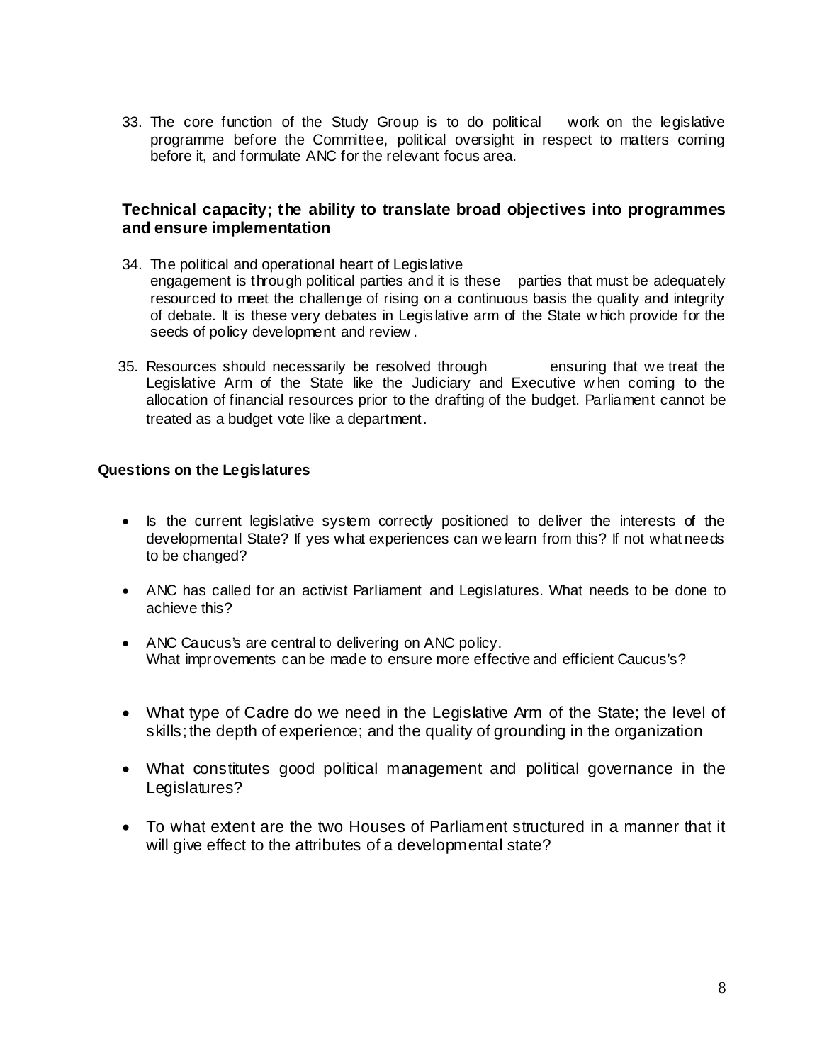33. The core function of the Study Group is to do political work on the legislative programme before the Committee, political oversight in respect to matters coming before it, and formulate ANC for the relevant focus area.

### Technical capacity; the ability to translate broad objectives into programmes and ensure implementation

34. The political and operational heart of Legislative engagement is through political parties and it is these parties that must be adequately resourced to meet the challenge of rising on a continuous basis the quality and integrity of debate. It is these very debates in Legislative arm of the State which provide for the seeds of policy development and review.

35. Resources should necessarily be resolved through ensuring that we treat the Legislative Arm of the State like the Judiciary and Executive when coming to the allocation of financial resources prior to the drafting of the budget. Parliament cannot be treated as a budget vote like a department.

**Questions on the Legislatures**

- Is the current legislative system correctly positioned to deliver the interests of the developmental State? If yes what experiences can we learn from this? If not what needs to be changed?

- ANC has called for an activist Parliament and Legislatures. What needs to be done to achieve this?

- ANC Caucus's are central to delivering on ANC policy. What improvements can be made to ensure more effective and efficient Caucus's?

- What type of Cadre do we need in the Legislative Arm of the State; the level of skills; the depth of experience; and the quality of grounding in the organization

- What constitutes good political management and political governance in the Legislatures?

- To what extent are the two Houses of Parliament structured in a manner that it will give effect to the attributes of a developmental state?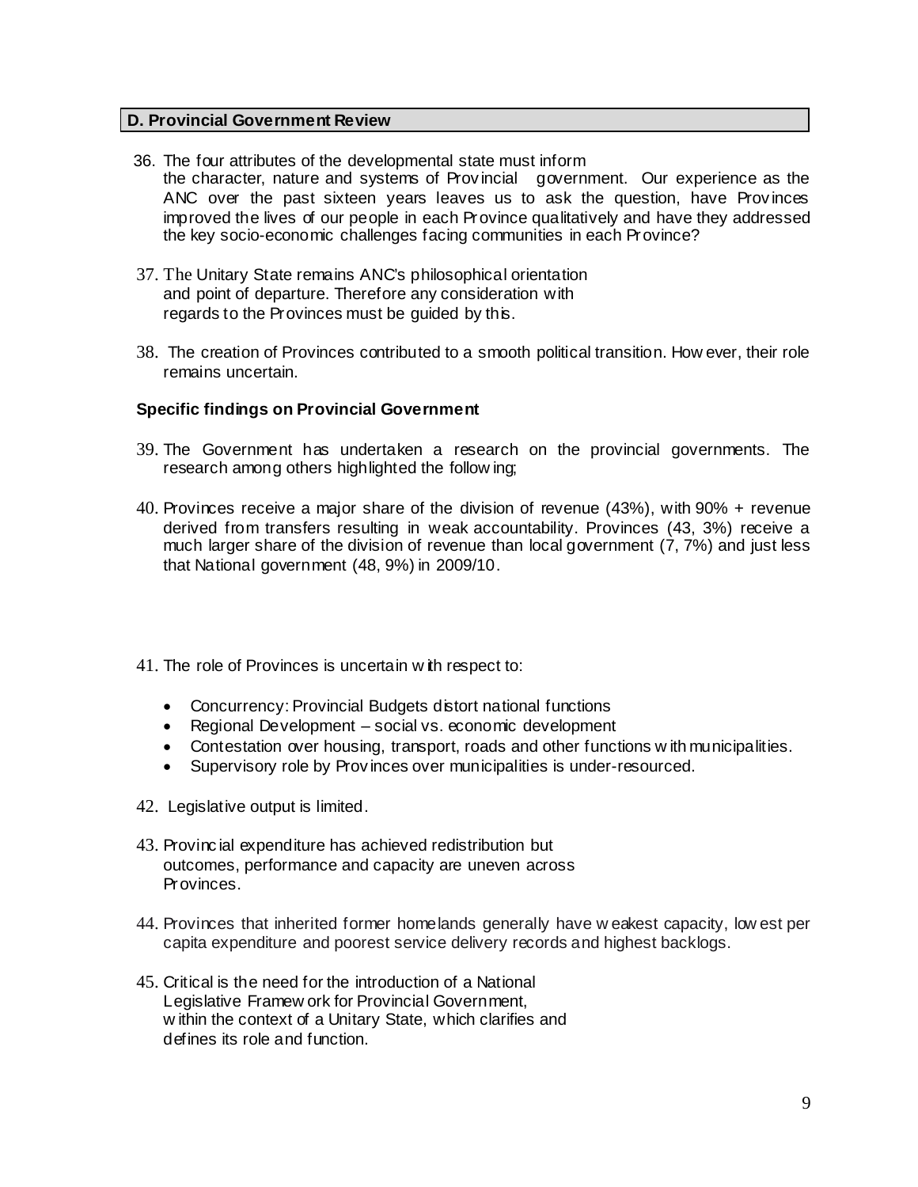## D. Provincial Government Review

36. The four attributes of the developmental state must inform the character, nature and systems of Provincial government. Our experience as the ANC over the past sixteen years leaves us to ask the question, have Provinces improved the lives of our people in each Province qualitatively and have they addressed the key socio-economic challenges facing communities in each Province?

37. The Unitary State remains ANC's philosophical orientation and point of departure. Therefore any consideration with regards to the Provinces must be guided by this.

38. The creation of Provinces contributed to a smooth political transition. However, their role remains uncertain.

**Specific findings on Provincial Government**

39. The Government has undertaken a research on the provincial governments. The research among others highlighted the following;

40. Provinces receive a major share of the division of revenue (43%), with 90% + revenue derived from transfers resulting in weak accountability. Provinces (43, 3%) receive a much larger share of the division of revenue than local government (7, 7%) and just less that National government (48, 9%) in 2009/10.

41. The role of Provinces is uncertain with respect to:

    - Concurrency: Provincial Budgets distort national functions
    - Regional Development – social vs. economic development
    - Contestation over housing, transport, roads and other functions with municipalities.
    - Supervisory role by Provinces over municipalities is under-resourced.

42. Legislative output is limited.

43. Provincial expenditure has achieved redistribution but outcomes, performance and capacity are uneven across Provinces.

44. Provinces that inherited former homelands generally have weakest capacity, lowest per capita expenditure and poorest service delivery records and highest backlogs.

45. Critical is the need for the introduction of a National Legislative Framework for Provincial Government, within the context of a Unitary State, which clarifies and defines its role and function.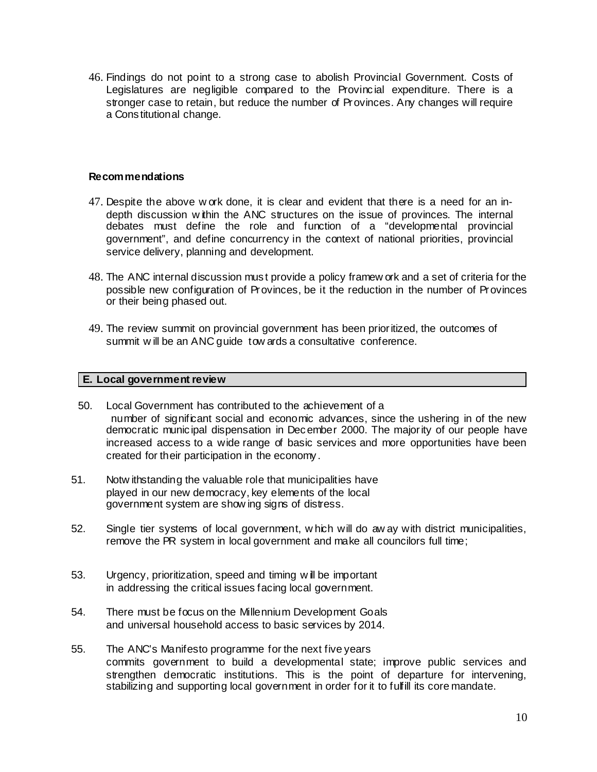46. Findings do not point to a strong case to abolish Provincial Government. Costs of Legislatures are negligible compared to the Provincial expenditure. There is a stronger case to retain, but reduce the number of Provinces. Any changes will require a Constitutional change.

**Recommendations**

47. Despite the above work done, it is clear and evident that there is a need for an in-depth discussion within the ANC structures on the issue of provinces. The internal debates must define the role and function of a "developmental provincial government", and define concurrency in the context of national priorities, provincial service delivery, planning and development.

48. The ANC internal discussion must provide a policy framework and a set of criteria for the possible new configuration of Provinces, be it the reduction in the number of Provinces or their being phased out.

49. The review summit on provincial government has been prioritized, the outcomes of summit will be an ANC guide towards a consultative conference.

## E. Local government review

50. Local Government has contributed to the achievement of a number of significant social and economic advances, since the ushering in of the new democratic municipal dispensation in December 2000. The majority of our people have increased access to a wide range of basic services and more opportunities have been created for their participation in the economy.

51. Notwithstanding the valuable role that municipalities have played in our new democracy, key elements of the local government system are showing signs of distress.

52. Single tier systems of local government, which will do away with district municipalities, remove the PR system in local government and make all councilors full time;

53. Urgency, prioritization, speed and timing will be important in addressing the critical issues facing local government.

54. There must be focus on the Millennium Development Goals and universal household access to basic services by 2014.

55. The ANC's Manifesto programme for the next five years commits government to build a developmental state; improve public services and strengthen democratic institutions. This is the point of departure for intervening, stabilizing and supporting local government in order for it to fulfill its core mandate.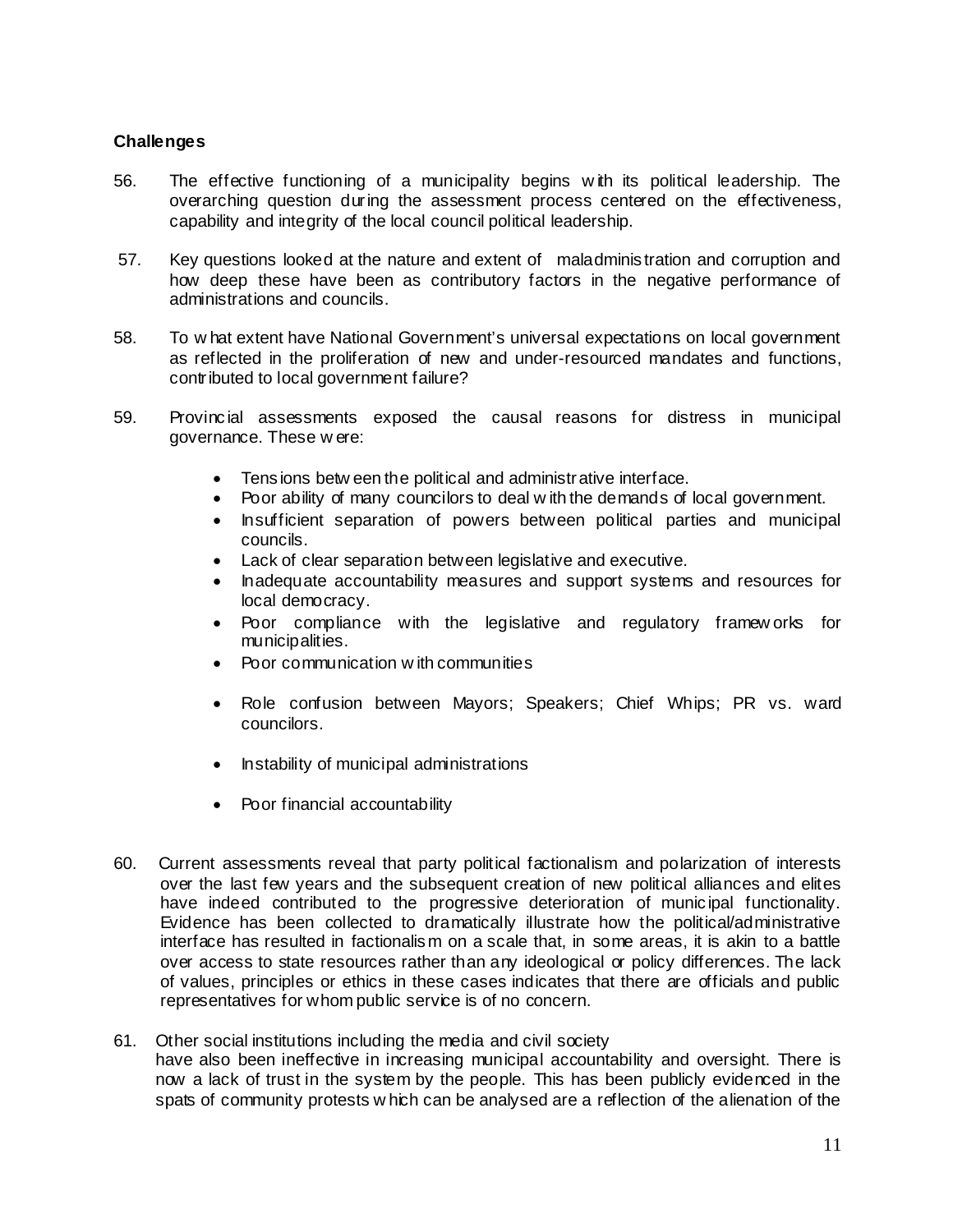**Challenges**

56. The effective functioning of a municipality begins with its political leadership. The overarching question during the assessment process centered on the effectiveness, capability and integrity of the local council political leadership.

57. Key questions looked at the nature and extent of maladministration and corruption and how deep these have been as contributory factors in the negative performance of administrations and councils.

58. To what extent have National Government's universal expectations on local government as reflected in the proliferation of new and under-resourced mandates and functions, contributed to local government failure?

59. Provincial assessments exposed the causal reasons for distress in municipal governance. These were:

   - Tensions between the political and administrative interface.
   - Poor ability of many councilors to deal with the demands of local government.
   - Insufficient separation of powers between political parties and municipal councils.
   - Lack of clear separation between legislative and executive.
   - Inadequate accountability measures and support systems and resources for local democracy.
   - Poor compliance with the legislative and regulatory frameworks for municipalities.
   - Poor communication with communities
   - Role confusion between Mayors; Speakers; Chief Whips; PR vs. ward councilors.
   - Instability of municipal administrations
   - Poor financial accountability

60. Current assessments reveal that party political factionalism and polarization of interests over the last few years and the subsequent creation of new political alliances and elites have indeed contributed to the progressive deterioration of municipal functionality. Evidence has been collected to dramatically illustrate how the political/administrative interface has resulted in factionalism on a scale that, in some areas, it is akin to a battle over access to state resources rather than any ideological or policy differences. The lack of values, principles or ethics in these cases indicates that there are officials and public representatives for whom public service is of no concern.

61. Other social institutions including the media and civil society have also been ineffective in increasing municipal accountability and oversight. There is now a lack of trust in the system by the people. This has been publicly evidenced in the spats of community protests which can be analysed are a reflection of the alienation of the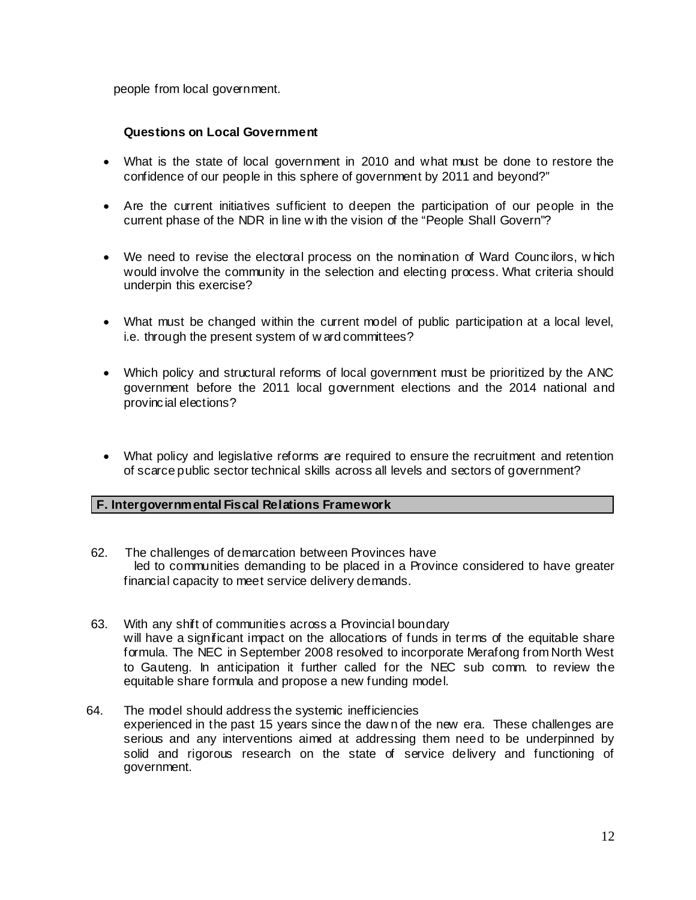people from local government.

**Questions on Local Government**

- What is the state of local government in 2010 and what must be done to restore the confidence of our people in this sphere of government by 2011 and beyond?"

- Are the current initiatives sufficient to deepen the participation of our people in the current phase of the NDR in line with the vision of the "People Shall Govern"?

- We need to revise the electoral process on the nomination of Ward Councilors, which would involve the community in the selection and electing process. What criteria should underpin this exercise?

- What must be changed within the current model of public participation at a local level, i.e. through the present system of ward committees?

- Which policy and structural reforms of local government must be prioritized by the ANC government before the 2011 local government elections and the 2014 national and provincial elections?

- What policy and legislative reforms are required to ensure the recruitment and retention of scarce public sector technical skills across all levels and sectors of government?

## F. Intergovernmental Fiscal Relations Framework

62. The challenges of demarcation between Provinces have led to communities demanding to be placed in a Province considered to have greater financial capacity to meet service delivery demands.

63. With any shift of communities across a Provincial boundary will have a significant impact on the allocations of funds in terms of the equitable share formula. The NEC in September 2008 resolved to incorporate Merafong from North West to Gauteng. In anticipation it further called for the NEC sub comm. to review the equitable share formula and propose a new funding model.

64. The model should address the systemic inefficiencies experienced in the past 15 years since the dawn of the new era. These challenges are serious and any interventions aimed at addressing them need to be underpinned by solid and rigorous research on the state of service delivery and functioning of government.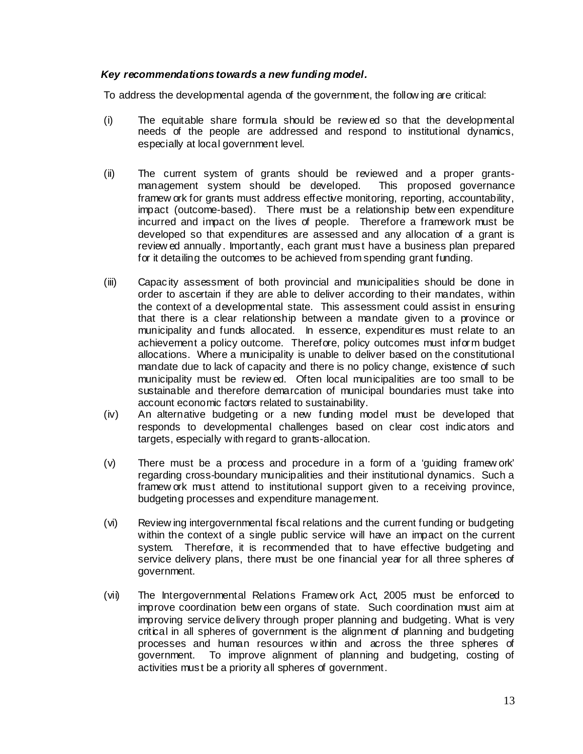***Key recommendations towards a new funding model.***

To address the developmental agenda of the government, the following are critical:

(i) The equitable share formula should be reviewed so that the developmental needs of the people are addressed and respond to institutional dynamics, especially at local government level.

(ii) The current system of grants should be reviewed and a proper grants-management system should be developed. This proposed governance framework for grants must address effective monitoring, reporting, accountability, impact (outcome-based). There must be a relationship between expenditure incurred and impact on the lives of people. Therefore a framework must be developed so that expenditures are assessed and any allocation of a grant is reviewed annually. Importantly, each grant must have a business plan prepared for it detailing the outcomes to be achieved from spending grant funding.

(iii) Capacity assessment of both provincial and municipalities should be done in order to ascertain if they are able to deliver according to their mandates, within the context of a developmental state. This assessment could assist in ensuring that there is a clear relationship between a mandate given to a province or municipality and funds allocated. In essence, expenditures must relate to an achievement a policy outcome. Therefore, policy outcomes must inform budget allocations. Where a municipality is unable to deliver based on the constitutional mandate due to lack of capacity and there is no policy change, existence of such municipality must be reviewed. Often local municipalities are too small to be sustainable and therefore demarcation of municipal boundaries must take into account economic factors related to sustainability.

(iv) An alternative budgeting or a new funding model must be developed that responds to developmental challenges based on clear cost indicators and targets, especially with regard to grants-allocation.

(v) There must be a process and procedure in a form of a 'guiding framework' regarding cross-boundary municipalities and their institutional dynamics. Such a framework must attend to institutional support given to a receiving province, budgeting processes and expenditure management.

(vi) Reviewing intergovernmental fiscal relations and the current funding or budgeting within the context of a single public service will have an impact on the current system. Therefore, it is recommended that to have effective budgeting and service delivery plans, there must be one financial year for all three spheres of government.

(vii) The Intergovernmental Relations Framework Act, 2005 must be enforced to improve coordination between organs of state. Such coordination must aim at improving service delivery through proper planning and budgeting. What is very critical in all spheres of government is the alignment of planning and budgeting processes and human resources within and across the three spheres of government. To improve alignment of planning and budgeting, costing of activities must be a priority all spheres of government.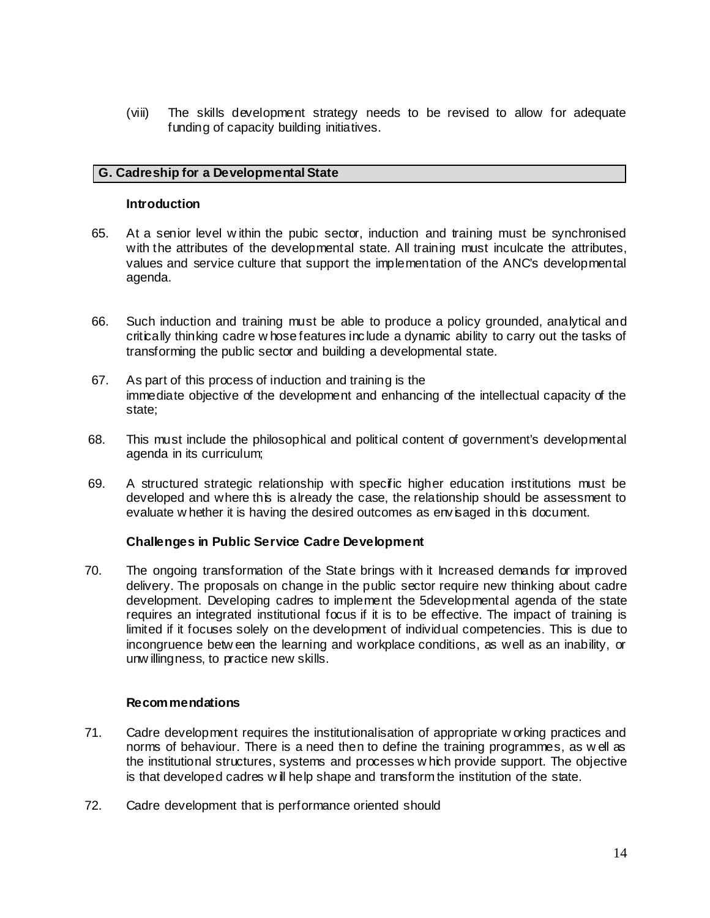(viii) The skills development strategy needs to be revised to allow for adequate funding of capacity building initiatives.

## G. Cadreship for a Developmental State

### Introduction

65. At a senior level within the pubic sector, induction and training must be synchronised with the attributes of the developmental state. All training must inculcate the attributes, values and service culture that support the implementation of the ANC's developmental agenda.

66. Such induction and training must be able to produce a policy grounded, analytical and critically thinking cadre whose features include a dynamic ability to carry out the tasks of transforming the public sector and building a developmental state.

67. As part of this process of induction and training is the immediate objective of the development and enhancing of the intellectual capacity of the state;

68. This must include the philosophical and political content of government's developmental agenda in its curriculum;

69. A structured strategic relationship with specific higher education institutions must be developed and where this is already the case, the relationship should be assessment to evaluate whether it is having the desired outcomes as envisaged in this document.

### Challenges in Public Service Cadre Development

70. The ongoing transformation of the State brings with it Increased demands for improved delivery. The proposals on change in the public sector require new thinking about cadre development. Developing cadres to implement the 5developmental agenda of the state requires an integrated institutional focus if it is to be effective. The impact of training is limited if it focuses solely on the development of individual competencies. This is due to incongruence between the learning and workplace conditions, as well as an inability, or unwillingness, to practice new skills.

### Recommendations

71. Cadre development requires the institutionalisation of appropriate working practices and norms of behaviour. There is a need then to define the training programmes, as well as the institutional structures, systems and processes which provide support. The objective is that developed cadres will help shape and transform the institution of the state.

72. Cadre development that is performance oriented should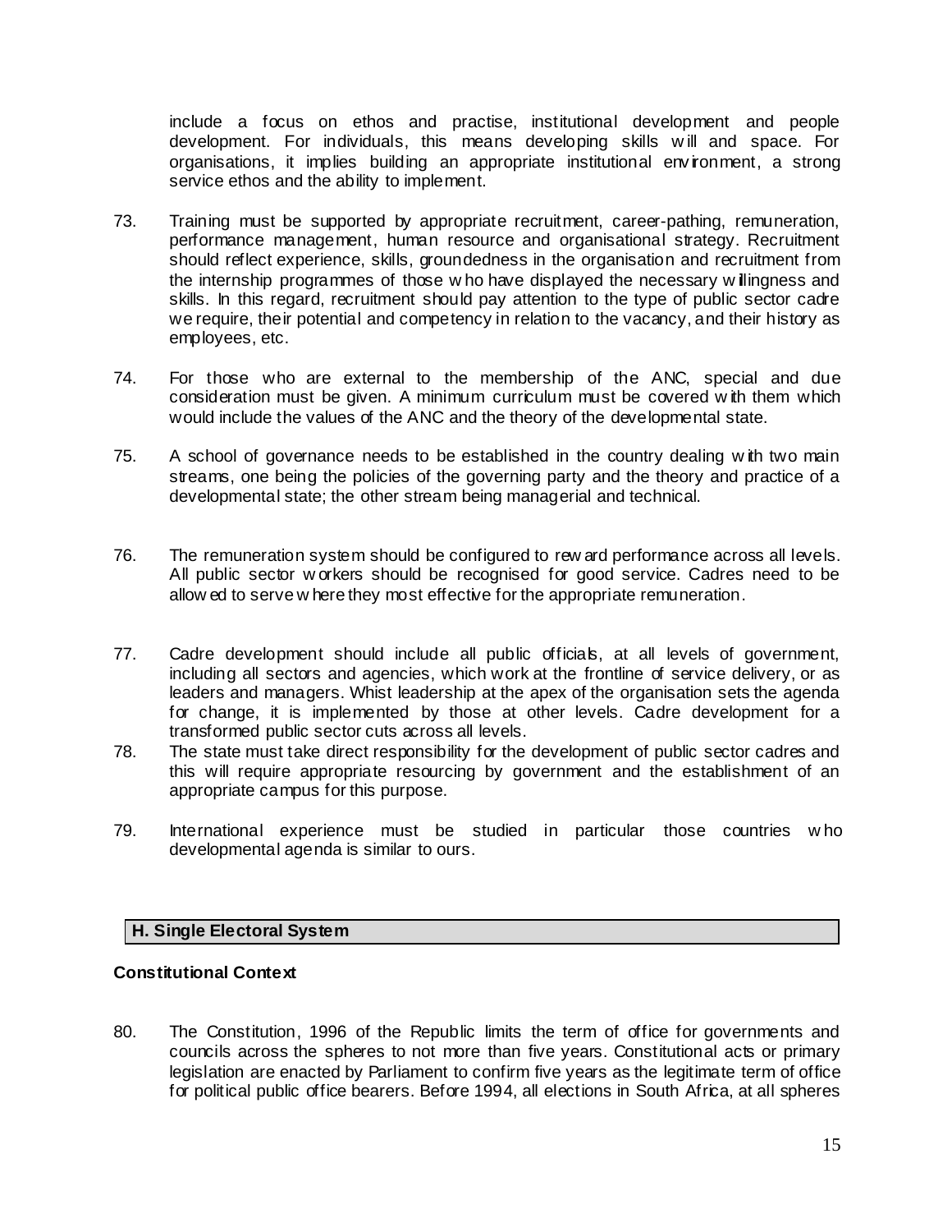include a focus on ethos and practise, institutional development and people development. For individuals, this means developing skills will and space. For organisations, it implies building an appropriate institutional environment, a strong service ethos and the ability to implement.

73. Training must be supported by appropriate recruitment, career-pathing, remuneration, performance management, human resource and organisational strategy. Recruitment should reflect experience, skills, groundedness in the organisation and recruitment from the internship programmes of those who have displayed the necessary willingness and skills. In this regard, recruitment should pay attention to the type of public sector cadre we require, their potential and competency in relation to the vacancy, and their history as employees, etc.

74. For those who are external to the membership of the ANC, special and due consideration must be given. A minimum curriculum must be covered with them which would include the values of the ANC and the theory of the developmental state.

75. A school of governance needs to be established in the country dealing with two main streams, one being the policies of the governing party and the theory and practice of a developmental state; the other stream being managerial and technical.

76. The remuneration system should be configured to reward performance across all levels. All public sector workers should be recognised for good service. Cadres need to be allowed to serve where they most effective for the appropriate remuneration.

77. Cadre development should include all public officials, at all levels of government, including all sectors and agencies, which work at the frontline of service delivery, or as leaders and managers. Whist leadership at the apex of the organisation sets the agenda for change, it is implemented by those at other levels. Cadre development for a transformed public sector cuts across all levels.

78. The state must take direct responsibility for the development of public sector cadres and this will require appropriate resourcing by government and the establishment of an appropriate campus for this purpose.

79. International experience must be studied in particular those countries who developmental agenda is similar to ours.

## H. Single Electoral System

**Constitutional Context**

80. The Constitution, 1996 of the Republic limits the term of office for governments and councils across the spheres to not more than five years. Constitutional acts or primary legislation are enacted by Parliament to confirm five years as the legitimate term of office for political public office bearers. Before 1994, all elections in South Africa, at all spheres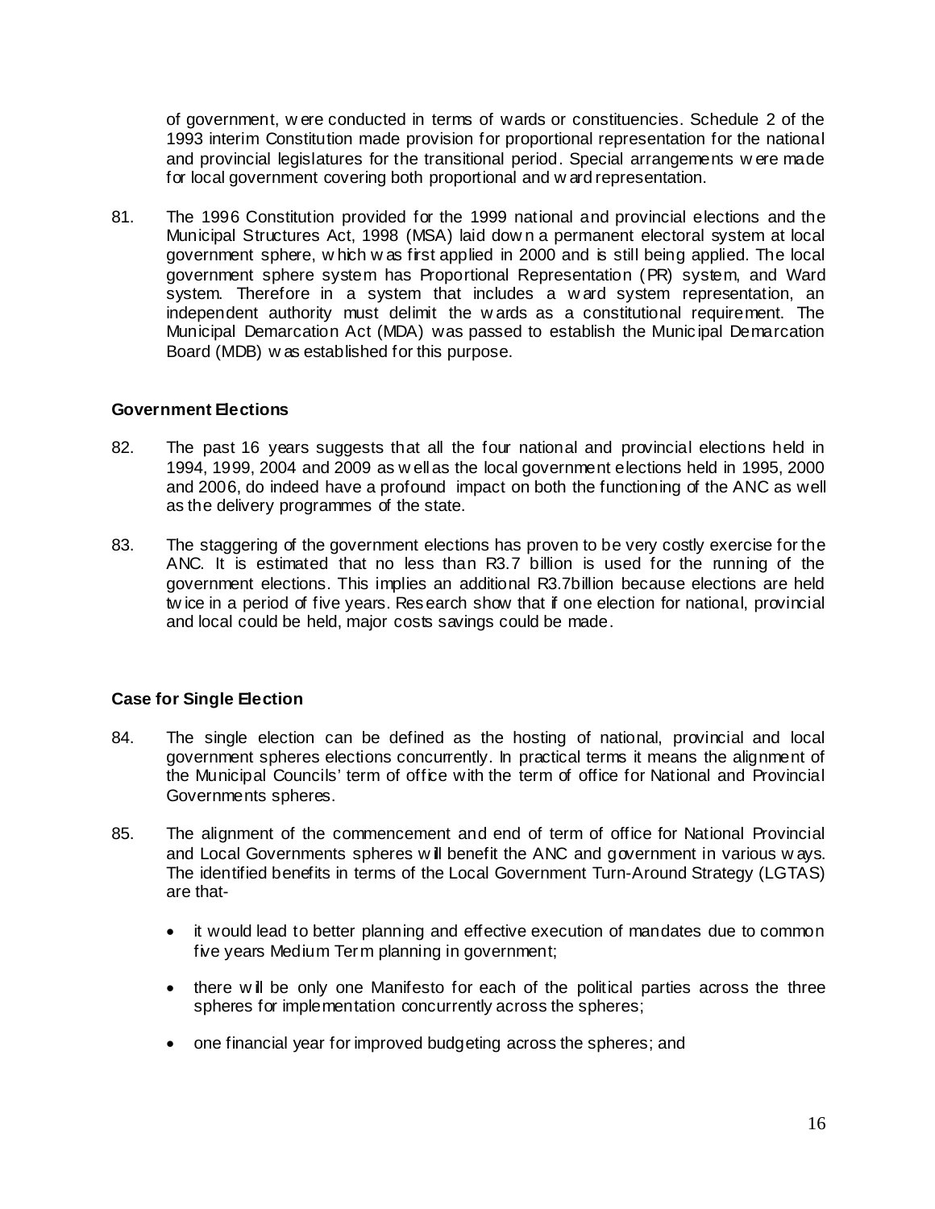of government, were conducted in terms of wards or constituencies. Schedule 2 of the 1993 interim Constitution made provision for proportional representation for the national and provincial legislatures for the transitional period. Special arrangements were made for local government covering both proportional and ward representation.

81. The 1996 Constitution provided for the 1999 national and provincial elections and the Municipal Structures Act, 1998 (MSA) laid down a permanent electoral system at local government sphere, which was first applied in 2000 and is still being applied. The local government sphere system has Proportional Representation (PR) system, and Ward system. Therefore in a system that includes a ward system representation, an independent authority must delimit the wards as a constitutional requirement. The Municipal Demarcation Act (MDA) was passed to establish the Municipal Demarcation Board (MDB) was established for this purpose.

**Government Elections**

82. The past 16 years suggests that all the four national and provincial elections held in 1994, 1999, 2004 and 2009 as well as the local government elections held in 1995, 2000 and 2006, do indeed have a profound impact on both the functioning of the ANC as well as the delivery programmes of the state.

83. The staggering of the government elections has proven to be very costly exercise for the ANC. It is estimated that no less than R3.7 billion is used for the running of the government elections. This implies an additional R3.7billion because elections are held twice in a period of five years. Research show that if one election for national, provincial and local could be held, major costs savings could be made.

**Case for Single Election**

84. The single election can be defined as the hosting of national, provincial and local government spheres elections concurrently. In practical terms it means the alignment of the Municipal Councils' term of office with the term of office for National and Provincial Governments spheres.

85. The alignment of the commencement and end of term of office for National Provincial and Local Governments spheres will benefit the ANC and government in various ways. The identified benefits in terms of the Local Government Turn-Around Strategy (LGTAS) are that-

   - it would lead to better planning and effective execution of mandates due to common five years Medium Term planning in government;

   - there will be only one Manifesto for each of the political parties across the three spheres for implementation concurrently across the spheres;

   - one financial year for improved budgeting across the spheres; and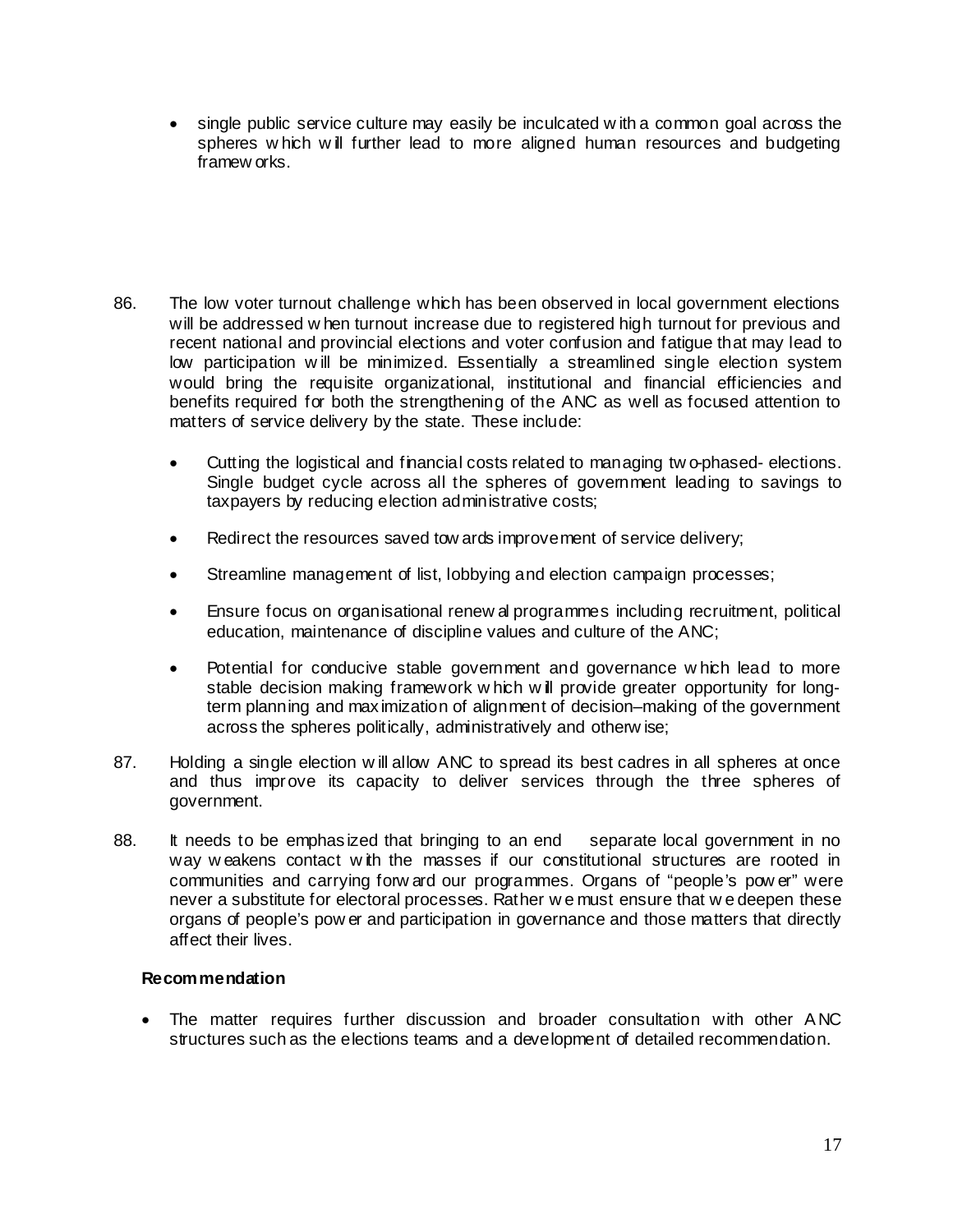- single public service culture may easily be inculcated with a common goal across the spheres which will further lead to more aligned human resources and budgeting frameworks.

86. The low voter turnout challenge which has been observed in local government elections will be addressed when turnout increase due to registered high turnout for previous and recent national and provincial elections and voter confusion and fatigue that may lead to low participation will be minimized. Essentially a streamlined single election system would bring the requisite organizational, institutional and financial efficiencies and benefits required for both the strengthening of the ANC as well as focused attention to matters of service delivery by the state. These include:

   - Cutting the logistical and financial costs related to managing two-phased- elections. Single budget cycle across all the spheres of government leading to savings to taxpayers by reducing election administrative costs;
   - Redirect the resources saved towards improvement of service delivery;
   - Streamline management of list, lobbying and election campaign processes;
   - Ensure focus on organisational renewal programmes including recruitment, political education, maintenance of discipline values and culture of the ANC;
   - Potential for conducive stable government and governance which lead to more stable decision making framework which will provide greater opportunity for long-term planning and maximization of alignment of decision–making of the government across the spheres politically, administratively and otherwise;

87. Holding a single election will allow ANC to spread its best cadres in all spheres at once and thus improve its capacity to deliver services through the three spheres of government.

88. It needs to be emphasized that bringing to an end separate local government in no way weakens contact with the masses if our constitutional structures are rooted in communities and carrying forward our programmes. Organs of "people's power" were never a substitute for electoral processes. Rather we must ensure that we deepen these organs of people's power and participation in governance and those matters that directly affect their lives.

**Recommendation**

- The matter requires further discussion and broader consultation with other ANC structures such as the elections teams and a development of detailed recommendation.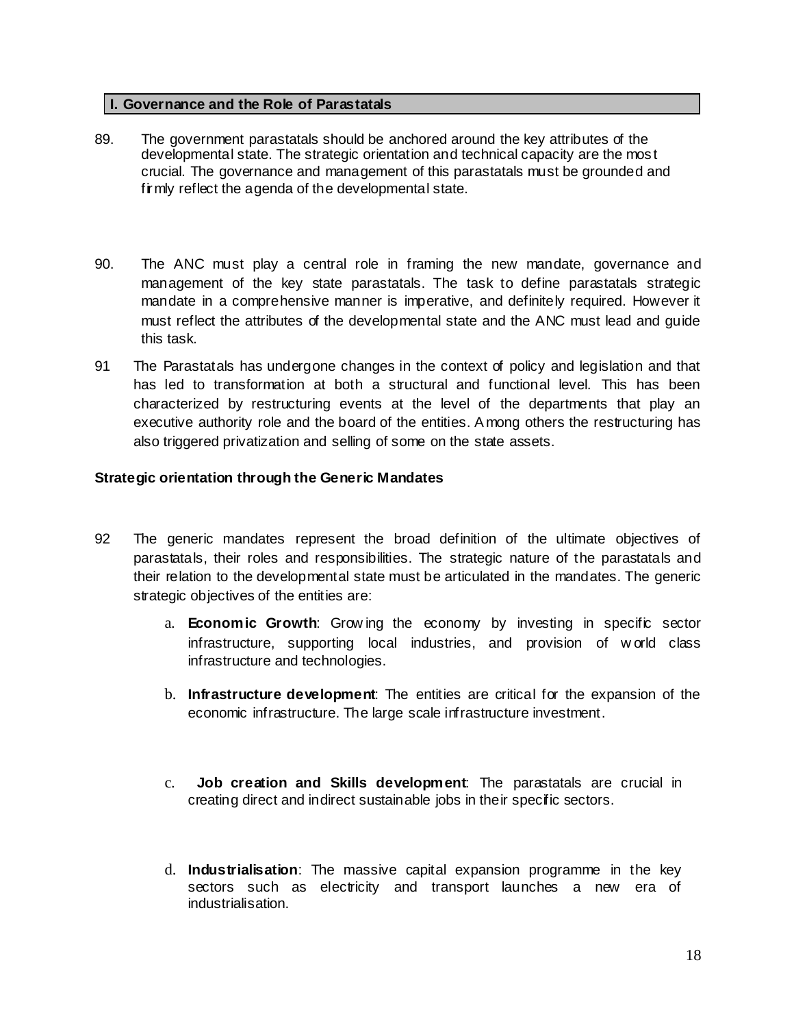## I. Governance and the Role of Parastatals

89. The government parastatals should be anchored around the key attributes of the developmental state. The strategic orientation and technical capacity are the most crucial. The governance and management of this parastatals must be grounded and firmly reflect the agenda of the developmental state.

90. The ANC must play a central role in framing the new mandate, governance and management of the key state parastatals. The task to define parastatals strategic mandate in a comprehensive manner is imperative, and definitely required. However it must reflect the attributes of the developmental state and the ANC must lead and guide this task.

91 The Parastatals has undergone changes in the context of policy and legislation and that has led to transformation at both a structural and functional level. This has been characterized by restructuring events at the level of the departments that play an executive authority role and the board of the entities. Among others the restructuring has also triggered privatization and selling of some on the state assets.

**Strategic orientation through the Generic Mandates**

92 The generic mandates represent the broad definition of the ultimate objectives of parastatals, their roles and responsibilities. The strategic nature of the parastatals and their relation to the developmental state must be articulated in the mandates. The generic strategic objectives of the entities are:

a. **Economic Growth**: Growing the economy by investing in specific sector infrastructure, supporting local industries, and provision of world class infrastructure and technologies.

b. **Infrastructure development**: The entities are critical for the expansion of the economic infrastructure. The large scale infrastructure investment.

c. **Job creation and Skills development**: The parastatals are crucial in creating direct and indirect sustainable jobs in their specific sectors.

d. **Industrialisation**: The massive capital expansion programme in the key sectors such as electricity and transport launches a new era of industrialisation.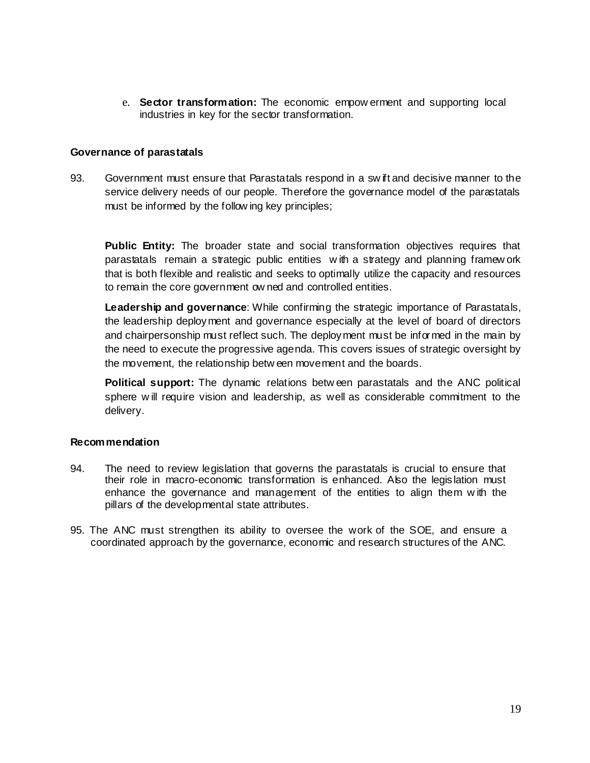e. **Sector transformation:** The economic empowerment and supporting local industries in key for the sector transformation.

**Governance of parastatals**

93. Government must ensure that Parastatals respond in a swift and decisive manner to the service delivery needs of our people. Therefore the governance model of the parastatals must be informed by the following key principles;

**Public Entity:** The broader state and social transformation objectives requires that parastatals remain a strategic public entities with a strategy and planning framework that is both flexible and realistic and seeks to optimally utilize the capacity and resources to remain the core government owned and controlled entities.

**Leadership and governance**: While confirming the strategic importance of Parastatals, the leadership deployment and governance especially at the level of board of directors and chairpersonship must reflect such. The deployment must be informed in the main by the need to execute the progressive agenda. This covers issues of strategic oversight by the movement, the relationship between movement and the boards.

**Political support:** The dynamic relations between parastatals and the ANC political sphere will require vision and leadership, as well as considerable commitment to the delivery.

**Recommendation**

94. The need to review legislation that governs the parastatals is crucial to ensure that their role in macro-economic transformation is enhanced. Also the legislation must enhance the governance and management of the entities to align them with the pillars of the developmental state attributes.

95. The ANC must strengthen its ability to oversee the work of the SOE, and ensure a coordinated approach by the governance, economic and research structures of the ANC.